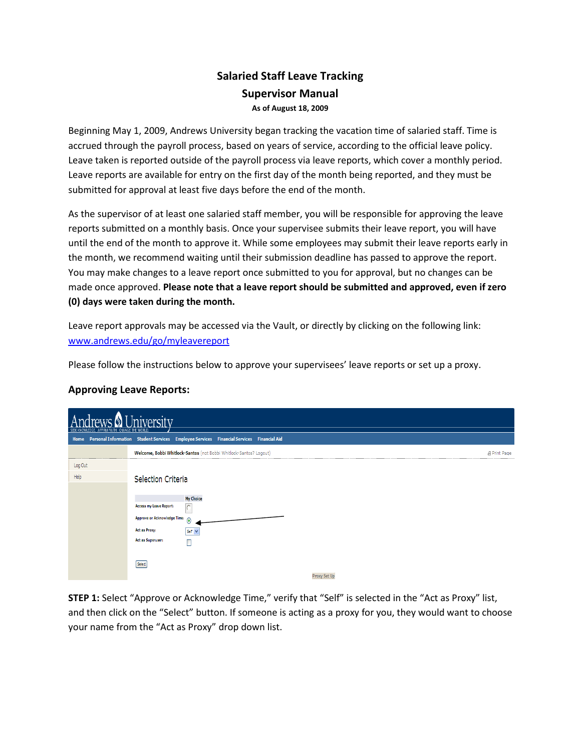# Salaried Staff Leave Tracking

## Supervisor Manual

**As of August 18, 2009**

Beginning May 1, 2009, Andrews University began tracking the vacation time of salaried staff. Time is accrued through the payroll process, based on years of service, according to the official leave policy. Leave taken is reported outside of the payroll process via leave reports, which cover a monthly period. Leave reports are available for entry on the first day of the month being reported, and they must be submitted for approval at least five days before the end of the month.

As the supervisor of at least one salaried staff member, you will be responsible for approving the leave reports submitted on a monthly basis. Once your supervisee submits their leave report, you will have until the end of the month to approve it. While some employees may submit their leave reports early in the month, we recommend waiting until their submission deadline has passed to approve the report. You may make changes to a leave report once submitted to you for approval, but no changes can be made once approved. **Please note that a leave report should be submitted and approved, even if zero (0) days were taken during the month.**

Leave report approvals may be accessed via the Vault, or directly by clicking on the following link: [www.andrews.edu/go/myleavereport](http://www.andrews.edu/go/myleavereport)

Please follow the instructions below to approve your supervisees' leave reports or set up a proxy.

### Approving Leave Reports:

**STEP 1:** Select "Approve or Acknowledge Time," verify that "Self" is selected in the "Act as Proxy" list, and then click on the "Select" button. If someone is acting as a proxy for you, they would want to choose your name from the "Act as Proxy" drop down list.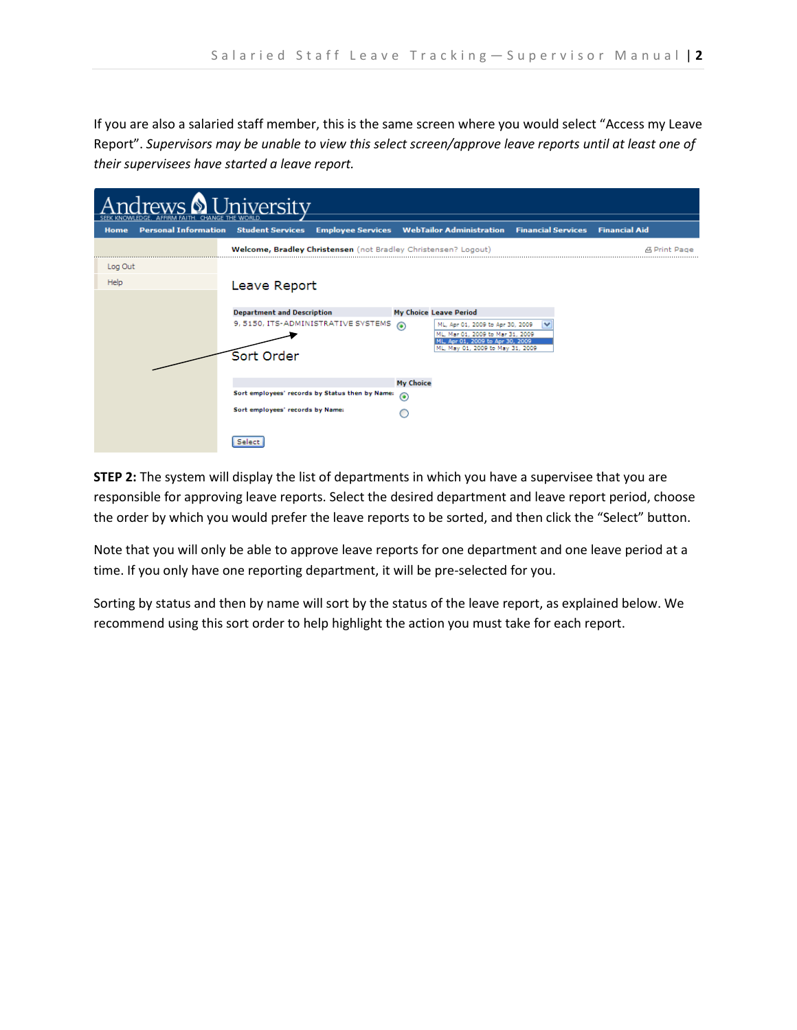If you are also a salaried staff member, this is the same screen where you would select "Access my Leave Report". *Supervisors may be unable to view this select screen/approve leave reports until at least one of their supervisees have started a leave report.*

**STEP 2:** The system will display the list of departments in which you have a supervisee that you are responsible for approving leave reports. Select the desired department and leave report period, choose the order by which you would prefer the leave reports to be sorted, and then click the "Select" button.

Note that you will only be able to approve leave reports for one department and one leave period at a time. If you only have one reporting department, it will be pre-selected for you.

Sorting by status and then by name will sort by the status of the leave report, as explained below. We recommend using this sort order to help highlight the action you must take for each report.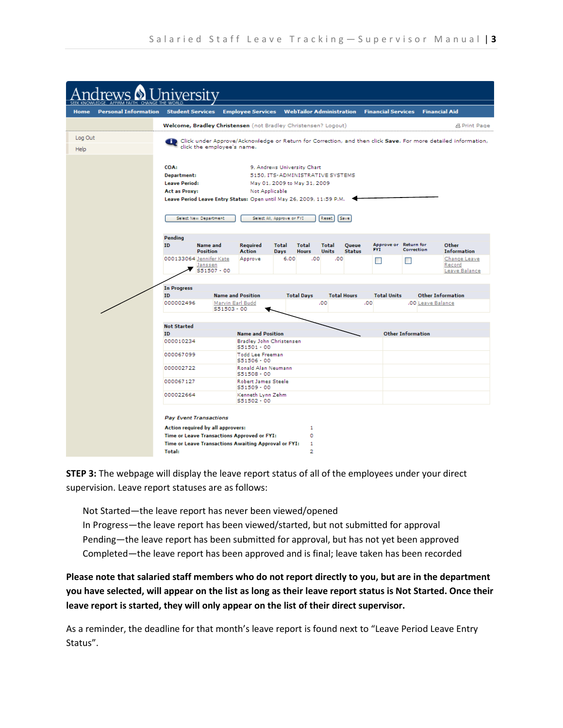Andrews University

SEEK KNOWLEDGE. AFFIRM FAITH. CHANGE THE WORLD.

Home | Personal Information | Student Services | Employee Services | WebTailor Administration | Financial Services | Financial Aid

Welcome, Bradley Christensen (not Bradley Christensen? Logout)

Print Page

Log Out

Help

Click under Approve/Acknowledge or Return for Correction, and then click **Save**. For more detailed information, click the employee's name.

**COA:** 9, Andrews University Chart
**Department:** 5150, ITS-ADMINISTRATIVE SYSTEMS
**Leave Period:** May 01, 2009 to May 31, 2009
**Act as Proxy:** Not Applicable
**Leave Period Leave Entry Status:** Open until May 26, 2009, 11:59 P.M.

Select New Department | Select All, Approve or FYI | Reset | Save

**Pending**

| ID | Name and Position | Required Action | Total Days | Total Hours | Total Units | Queue Status | Approve or FYI | Return for Correction | Other Information |
|---|---|---|---|---|---|---|---|---|---|
| 000133064 | Jennifer Kate Janssen S51507 - 00 | Approve | 6.00 | .00 | .00 | | ☐ | ☐ | Change Leave Record Leave Balance |

**In Progress**

| ID | Name and Position | Total Days | Total Hours | Total Units | Other Information |
|---|---|---|---|---|---|
| 000002496 | Marvin Earl Budd S51503 - 00 | .00 | .00 | .00 | Leave Balance |

**Not Started**

| ID | Name and Position | Other Information |
|---|---|---|
| 000010234 | Bradley John Christensen S51501 - 00 | |
| 000067099 | Todd Lee Freeman S51506 - 00 | |
| 000002722 | Ronald Alan Neumann S51508 - 00 | |
| 000067127 | Robert James Steele S51509 - 00 | |
| 000022664 | Kenneth Lynn Zehm S51502 - 00 | |

*Pay Event Transactions*

| | |
|---|---|
| Action required by all approvers: | 1 |
| Time or Leave Transactions Approved or FYI: | 0 |
| Time or Leave Transactions Awaiting Approval or FYI: | 1 |
| Total: | 2 |

**STEP 3:** The webpage will display the leave report status of all of the employees under your direct supervision. Leave report statuses are as follows:

Not Started—the leave report has never been viewed/opened
In Progress—the leave report has been viewed/started, but not submitted for approval
Pending—the leave report has been submitted for approval, but has not yet been approved
Completed—the leave report has been approved and is final; leave taken has been recorded

**Please note that salaried staff members who do not report directly to you, but are in the department you have selected, will appear on the list as long as their leave report status is Not Started. Once their leave report is started, they will only appear on the list of their direct supervisor.**

As a reminder, the deadline for that month's leave report is found next to "Leave Period Leave Entry Status".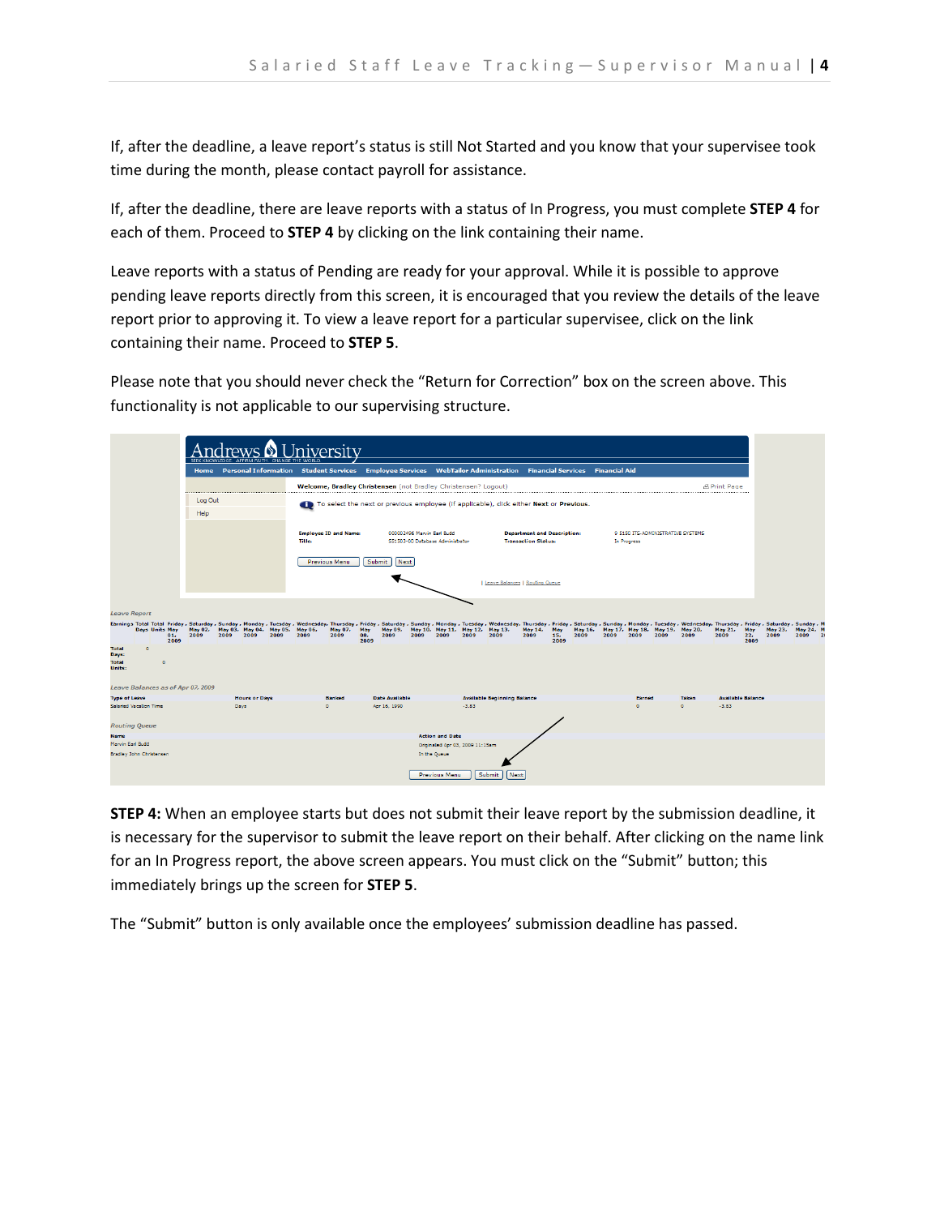If, after the deadline, a leave report's status is still Not Started and you know that your supervisee took time during the month, please contact payroll for assistance.

If, after the deadline, there are leave reports with a status of In Progress, you must complete **STEP 4** for each of them. Proceed to **STEP 4** by clicking on the link containing their name.

Leave reports with a status of Pending are ready for your approval. While it is possible to approve pending leave reports directly from this screen, it is encouraged that you review the details of the leave report prior to approving it. To view a leave report for a particular supervisee, click on the link containing their name. Proceed to **STEP 5**.

Please note that you should never check the "Return for Correction" box on the screen above. This functionality is not applicable to our supervising structure.

**STEP 4:** When an employee starts but does not submit their leave report by the submission deadline, it is necessary for the supervisor to submit the leave report on their behalf. After clicking on the name link for an In Progress report, the above screen appears. You must click on the "Submit" button; this immediately brings up the screen for **STEP 5**.

The "Submit" button is only available once the employees' submission deadline has passed.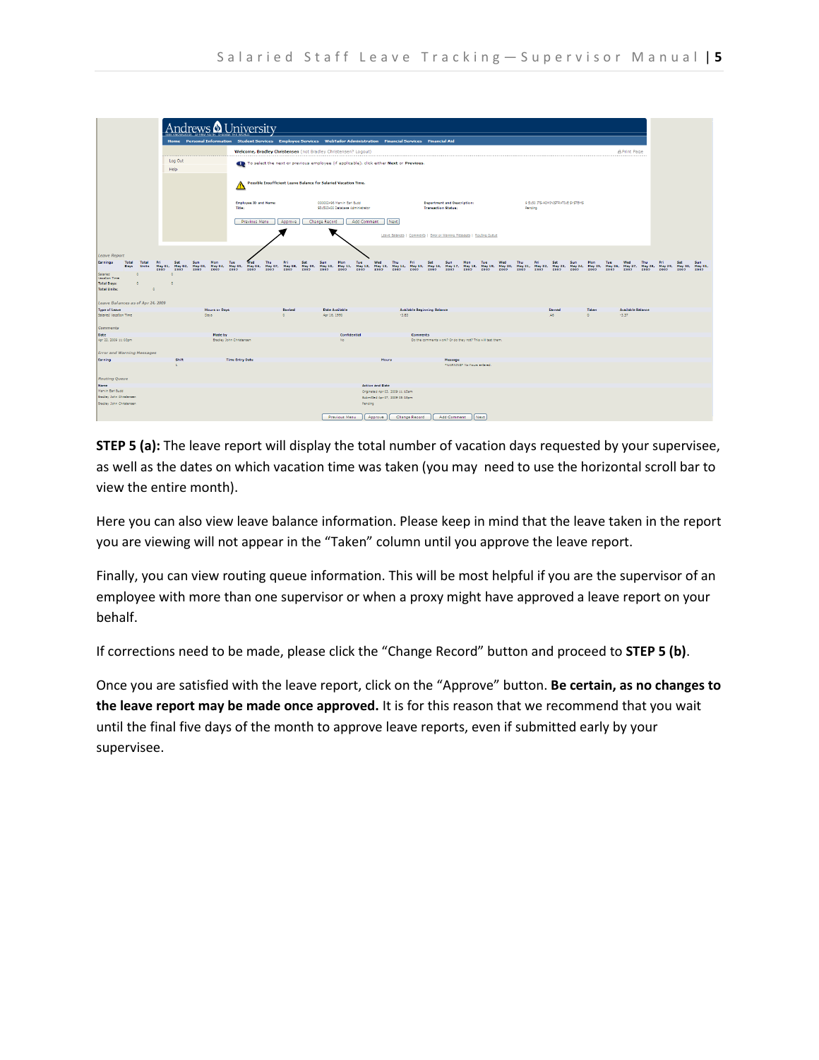**STEP 5 (a):** The leave report will display the total number of vacation days requested by your supervisee, as well as the dates on which vacation time was taken (you may need to use the horizontal scroll bar to view the entire month).

Here you can also view leave balance information. Please keep in mind that the leave taken in the report you are viewing will not appear in the "Taken" column until you approve the leave report.

Finally, you can view routing queue information. This will be most helpful if you are the supervisor of an employee with more than one supervisor or when a proxy might have approved a leave report on your behalf.

If corrections need to be made, please click the "Change Record" button and proceed to **STEP 5 (b)**.

Once you are satisfied with the leave report, click on the "Approve" button. **Be certain, as no changes to the leave report may be made once approved.** It is for this reason that we recommend that you wait until the final five days of the month to approve leave reports, even if submitted early by your supervisee.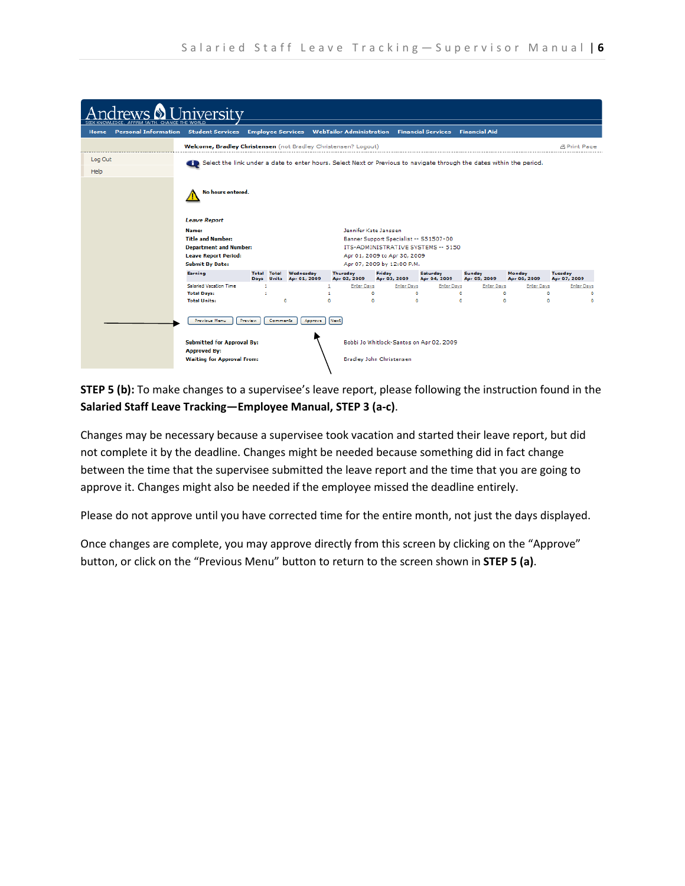Andrews University
SEEK KNOWLEDGE. AFFIRM FAITH. CHANGE THE WORLD.

Home | Personal Information | Student Services | Employee Services | WebTailor Administration | Financial Services | Financial Aid

Welcome, Bradley Christensen (not Bradley Christensen? Logout)

Print Page

Log Out

Help

Select the link under a date to enter hours. Select Next or Previous to navigate through the dates within the period.

No hours entered.

*Leave Report*

| | |
|---|---|
| **Name:** | Jennifer Kate Janssen |
| **Title and Number:** | Banner Support Specialist -- S51507-00 |
| **Department and Number:** | ITS-ADMINISTRATIVE SYSTEMS -- 5150 |
| **Leave Report Period:** | Apr 01, 2009 to Apr 30, 2009 |
| **Submit By Date:** | Apr 07, 2009 by 12:00 P.M. |

| Earning | Total Days | Total Units | Wednesday Apr 01, 2009 | Thursday Apr 02, 2009 | Friday Apr 03, 2009 | Saturday Apr 04, 2009 | Sunday Apr 05, 2009 | Monday Apr 06, 2009 | Tuesday Apr 07, 2009 |
|---|---|---|---|---|---|---|---|---|---|
| Salaried Vacation Time | 1 | | 1 | Enter Days | Enter Days | Enter Days | Enter Days | Enter Days | Enter Days |
| Total Days: | 1 | | 1 | 0 | 0 | 0 | 0 | 0 | 0 |
| Total Units: | | 0 | 0 | 0 | 0 | 0 | 0 | 0 | 0 |

Previous Menu | Preview | Comments | Approve | Next

| | |
|---|---|
| **Submitted for Approval By:** | Bobbi Jo Whitlock-Santos on Apr 02, 2009 |
| **Approved By:** | |
| **Waiting for Approval From:** | Bradley John Christensen |

**STEP 5 (b):** To make changes to a supervisee's leave report, please following the instruction found in the **Salaried Staff Leave Tracking—Employee Manual, STEP 3 (a-c)**.

Changes may be necessary because a supervisee took vacation and started their leave report, but did not complete it by the deadline. Changes might be needed because something did in fact change between the time that the supervisee submitted the leave report and the time that you are going to approve it. Changes might also be needed if the employee missed the deadline entirely.

Please do not approve until you have corrected time for the entire month, not just the days displayed.

Once changes are complete, you may approve directly from this screen by clicking on the "Approve" button, or click on the "Previous Menu" button to return to the screen shown in **STEP 5 (a)**.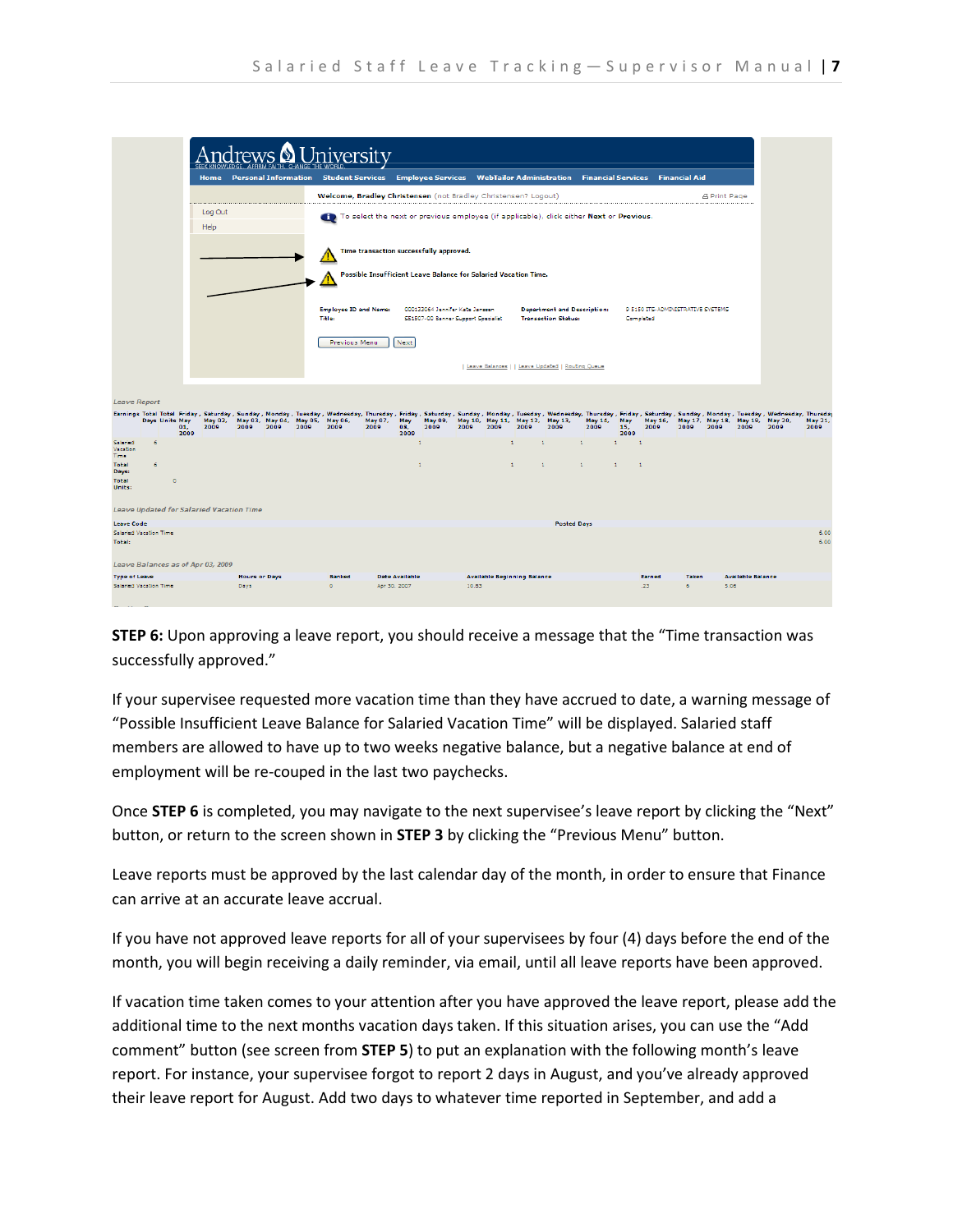**STEP 6:** Upon approving a leave report, you should receive a message that the "Time transaction was successfully approved."

If your supervisee requested more vacation time than they have accrued to date, a warning message of "Possible Insufficient Leave Balance for Salaried Vacation Time" will be displayed. Salaried staff members are allowed to have up to two weeks negative balance, but a negative balance at end of employment will be re-couped in the last two paychecks.

Once **STEP 6** is completed, you may navigate to the next supervisee's leave report by clicking the "Next" button, or return to the screen shown in **STEP 3** by clicking the "Previous Menu" button.

Leave reports must be approved by the last calendar day of the month, in order to ensure that Finance can arrive at an accurate leave accrual.

If you have not approved leave reports for all of your supervisees by four (4) days before the end of the month, you will begin receiving a daily reminder, via email, until all leave reports have been approved.

If vacation time taken comes to your attention after you have approved the leave report, please add the additional time to the next months vacation days taken. If this situation arises, you can use the "Add comment" button (see screen from **STEP 5**) to put an explanation with the following month's leave report. For instance, your supervisee forgot to report 2 days in August, and you've already approved their leave report for August. Add two days to whatever time reported in September, and add a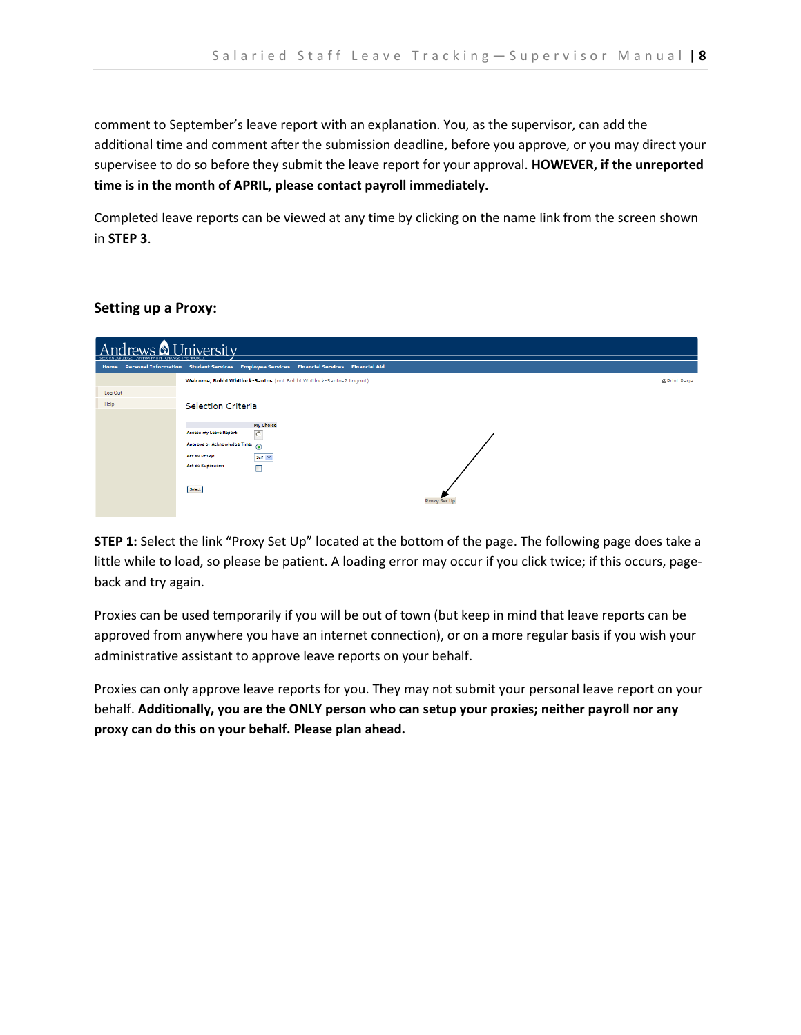comment to September's leave report with an explanation. You, as the supervisor, can add the additional time and comment after the submission deadline, before you approve, or you may direct your supervisee to do so before they submit the leave report for your approval. **HOWEVER, if the unreported time is in the month of APRIL, please contact payroll immediately.**

Completed leave reports can be viewed at any time by clicking on the name link from the screen shown in **STEP 3**.

### Setting up a Proxy:

**STEP 1:** Select the link "Proxy Set Up" located at the bottom of the page. The following page does take a little while to load, so please be patient. A loading error may occur if you click twice; if this occurs, page-back and try again.

Proxies can be used temporarily if you will be out of town (but keep in mind that leave reports can be approved from anywhere you have an internet connection), or on a more regular basis if you wish your administrative assistant to approve leave reports on your behalf.

Proxies can only approve leave reports for you. They may not submit your personal leave report on your behalf. **Additionally, you are the ONLY person who can setup your proxies; neither payroll nor any proxy can do this on your behalf. Please plan ahead.**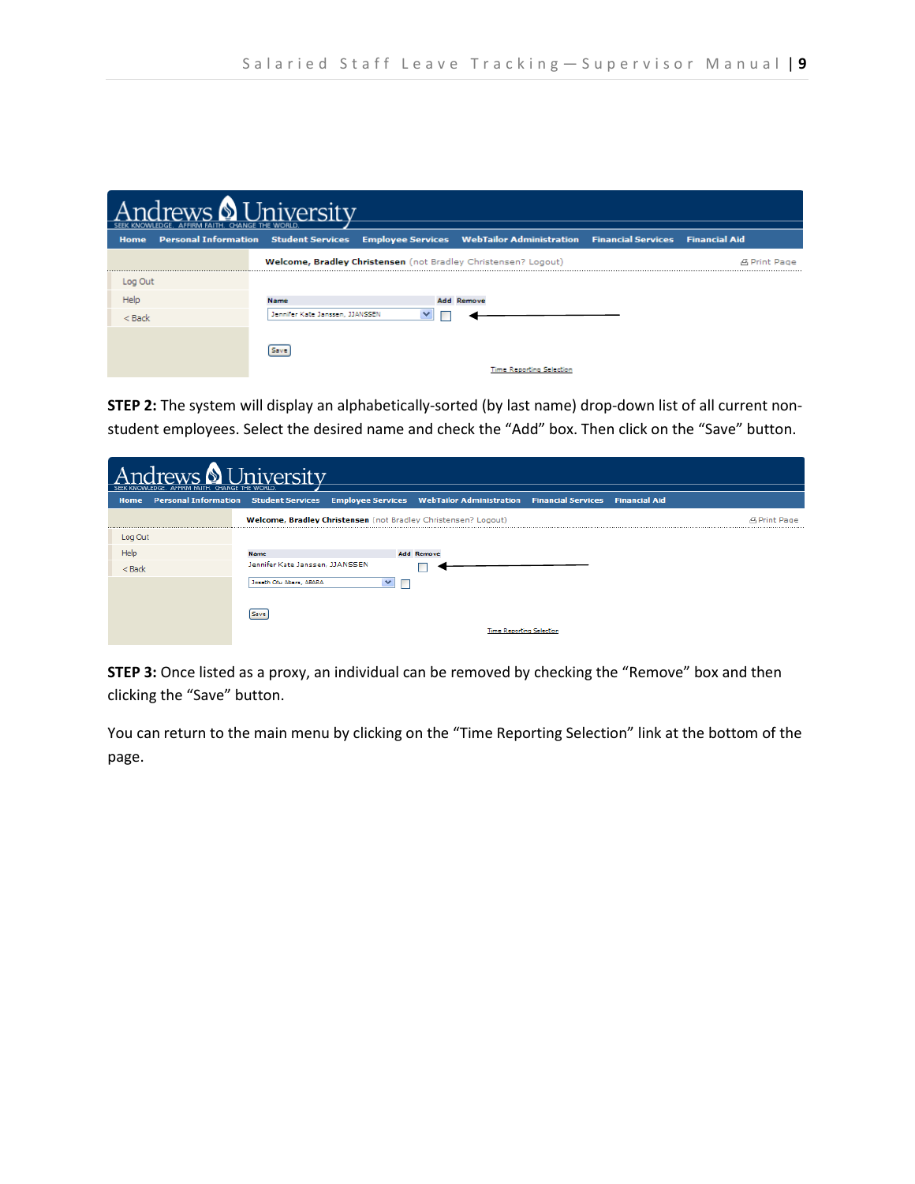**STEP 2:** The system will display an alphabetically-sorted (by last name) drop-down list of all current non-student employees. Select the desired name and check the "Add" box. Then click on the "Save" button.

**STEP 3:** Once listed as a proxy, an individual can be removed by checking the "Remove" box and then clicking the "Save" button.

You can return to the main menu by clicking on the "Time Reporting Selection" link at the bottom of the page.